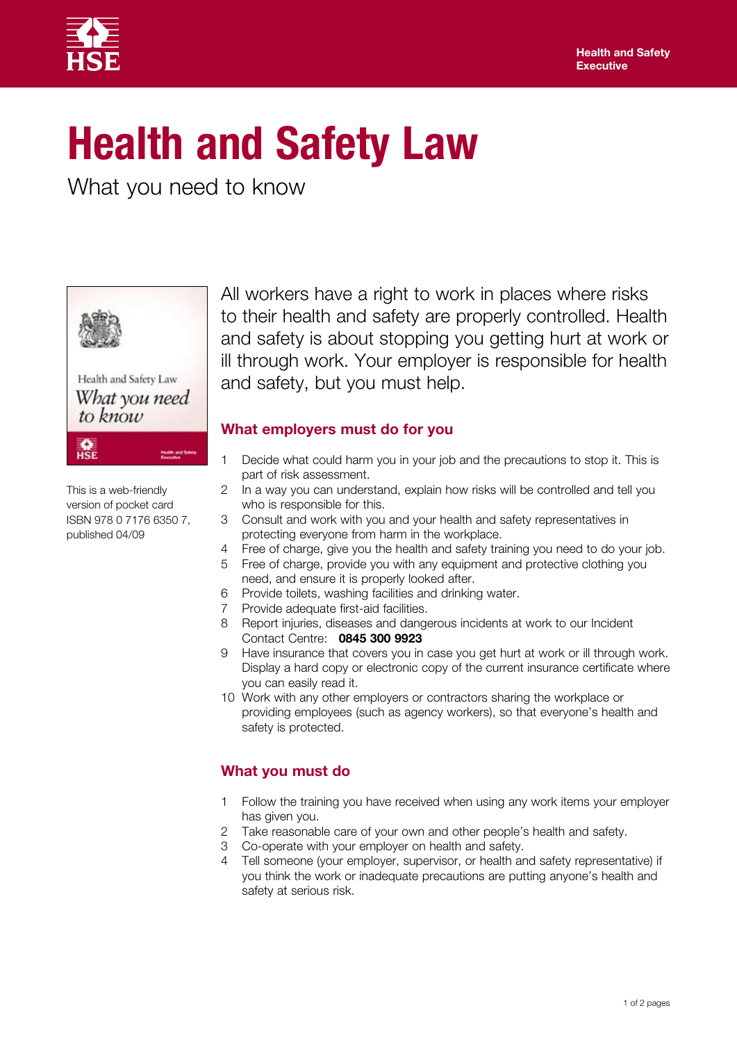# Health and Safety Law

What you need to know

This is a web-friendly version of pocket card ISBN 978 0 7176 6350 7, published 04/09

All workers have a right to work in places where risks to their health and safety are properly controlled. Health and safety is about stopping you getting hurt at work or ill through work. Your employer is responsible for health and safety, but you must help.

## What employers must do for you

1. Decide what could harm you in your job and the precautions to stop it. This is part of risk assessment.
2. In a way you can understand, explain how risks will be controlled and tell you who is responsible for this.
3. Consult and work with you and your health and safety representatives in protecting everyone from harm in the workplace.
4. Free of charge, give you the health and safety training you need to do your job.
5. Free of charge, provide you with any equipment and protective clothing you need, and ensure it is properly looked after.
6. Provide toilets, washing facilities and drinking water.
7. Provide adequate first-aid facilities.
8. Report injuries, diseases and dangerous incidents at work to our Incident Contact Centre: **0845 300 9923**
9. Have insurance that covers you in case you get hurt at work or ill through work. Display a hard copy or electronic copy of the current insurance certificate where you can easily read it.
10. Work with any other employers or contractors sharing the workplace or providing employees (such as agency workers), so that everyone's health and safety is protected.

## What you must do

1. Follow the training you have received when using any work items your employer has given you.
2. Take reasonable care of your own and other people's health and safety.
3. Co-operate with your employer on health and safety.
4. Tell someone (your employer, supervisor, or health and safety representative) if you think the work or inadequate precautions are putting anyone's health and safety at serious risk.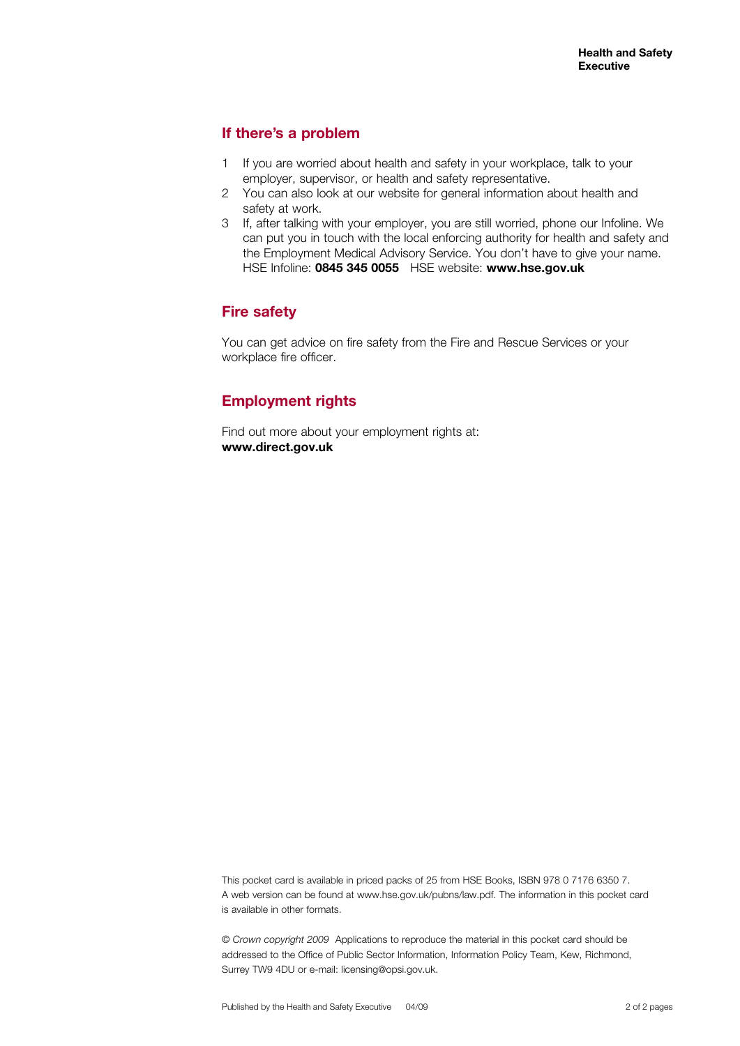## If there's a problem

1. If you are worried about health and safety in your workplace, talk to your employer, supervisor, or health and safety representative.
2. You can also look at our website for general information about health and safety at work.
3. If, after talking with your employer, you are still worried, phone our Infoline. We can put you in touch with the local enforcing authority for health and safety and the Employment Medical Advisory Service. You don't have to give your name. HSE Infoline: **0845 345 0055** HSE website: **www.hse.gov.uk**

## Fire safety

You can get advice on fire safety from the Fire and Rescue Services or your workplace fire officer.

## Employment rights

Find out more about your employment rights at:
**www.direct.gov.uk**

This pocket card is available in priced packs of 25 from HSE Books, ISBN 978 0 7176 6350 7. A web version can be found at www.hse.gov.uk/pubns/law.pdf. The information in this pocket card is available in other formats.

© *Crown copyright 2009* Applications to reproduce the material in this pocket card should be addressed to the Office of Public Sector Information, Information Policy Team, Kew, Richmond, Surrey TW9 4DU or e-mail: licensing@opsi.gov.uk.

Published by the Health and Safety Executive 04/09